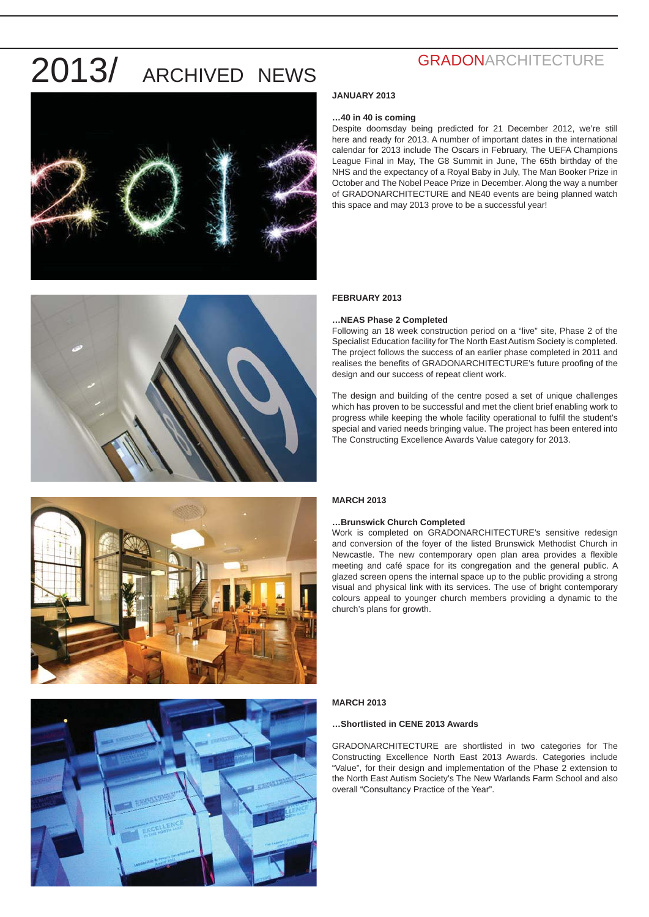# 2013/ ARCHIVED NEWS

GRADONARCHITECTURE

**JANUARY 2013**

**…40 in 40 is coming**

Despite doomsday being predicted for 21 December 2012, we're still here and ready for 2013. A number of important dates in the international calendar for 2013 include The Oscars in February, The UEFA Champions League Final in May, The G8 Summit in June, The 65th birthday of the NHS and the expectancy of a Royal Baby in July, The Man Booker Prize in October and The Nobel Peace Prize in December. Along the way a number of GRADONARCHITECTURE and NE40 events are being planned watch this space and may 2013 prove to be a successful year!

**FEBRUARY 2013**

**…NEAS Phase 2 Completed**

Following an 18 week construction period on a "live" site, Phase 2 of the Specialist Education facility for The North East Autism Society is completed. The project follows the success of an earlier phase completed in 2011 and realises the benefits of GRADONARCHITECTURE's future proofing of the design and our success of repeat client work.

The design and building of the centre posed a set of unique challenges which has proven to be successful and met the client brief enabling work to progress while keeping the whole facility operational to fulfil the student's special and varied needs bringing value. The project has been entered into The Constructing Excellence Awards Value category for 2013.

**MARCH 2013**

**…Brunswick Church Completed**

Work is completed on GRADONARCHITECTURE's sensitive redesign and conversion of the foyer of the listed Brunswick Methodist Church in Newcastle. The new contemporary open plan area provides a flexible meeting and café space for its congregation and the general public. A glazed screen opens the internal space up to the public providing a strong visual and physical link with its services. The use of bright contemporary colours appeal to younger church members providing a dynamic to the church's plans for growth.

**MARCH 2013**

**…Shortlisted in CENE 2013 Awards**

GRADONARCHITECTURE are shortlisted in two categories for The Constructing Excellence North East 2013 Awards. Categories include "Value", for their design and implementation of the Phase 2 extension to the North East Autism Society's The New Warlands Farm School and also overall "Consultancy Practice of the Year".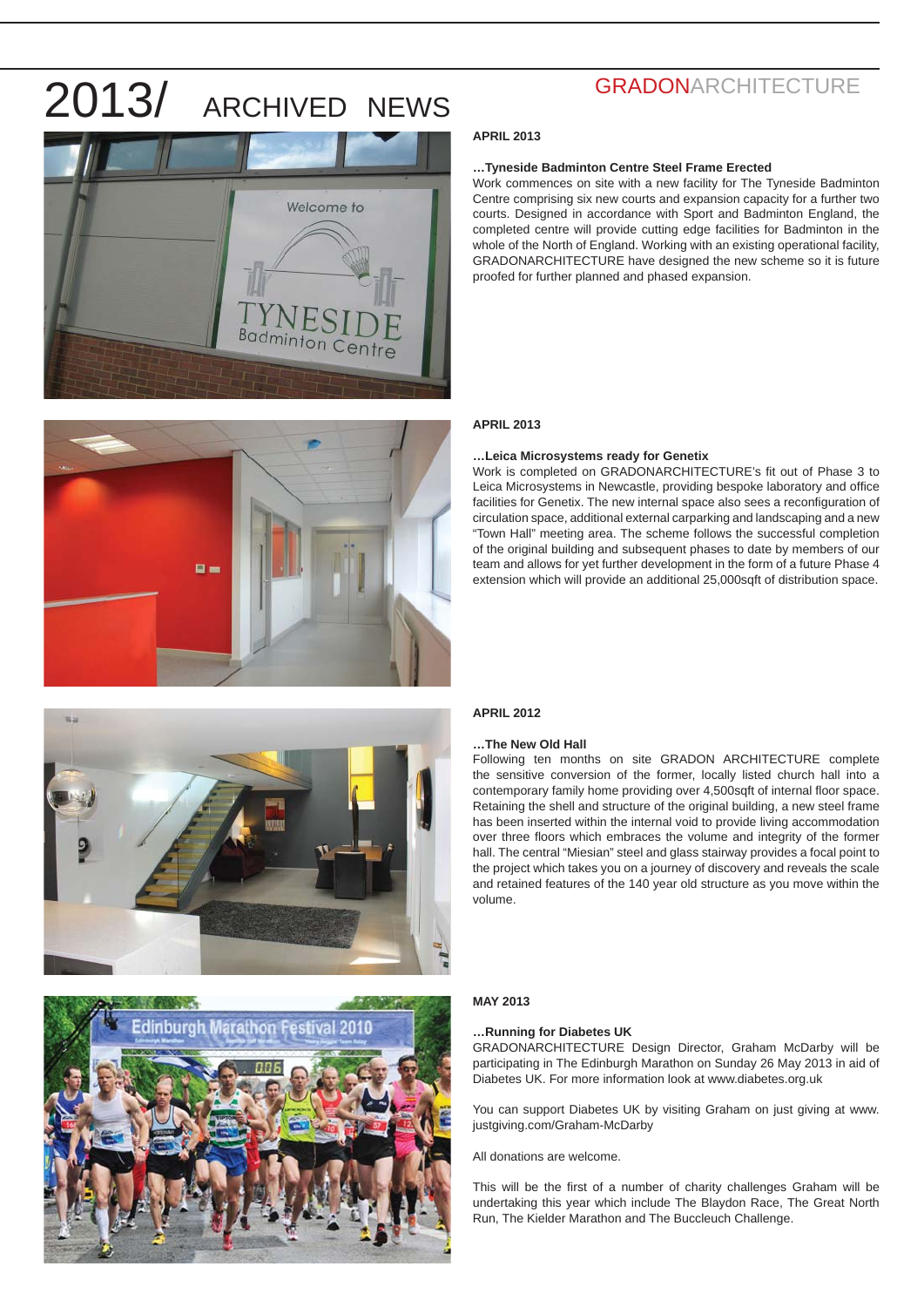# 2013/ ARCHIVED NEWS

GRADONARCHITECTURE

**APRIL 2013**

**…Tyneside Badminton Centre Steel Frame Erected**

Work commences on site with a new facility for The Tyneside Badminton Centre comprising six new courts and expansion capacity for a further two courts. Designed in accordance with Sport and Badminton England, the completed centre will provide cutting edge facilities for Badminton in the whole of the North of England. Working with an existing operational facility, GRADONARCHITECTURE have designed the new scheme so it is future proofed for further planned and phased expansion.

**APRIL 2013**

**…Leica Microsystems ready for Genetix**

Work is completed on GRADONARCHITECTURE's fit out of Phase 3 to Leica Microsystems in Newcastle, providing bespoke laboratory and office facilities for Genetix. The new internal space also sees a reconfiguration of circulation space, additional external carparking and landscaping and a new "Town Hall" meeting area. The scheme follows the successful completion of the original building and subsequent phases to date by members of our team and allows for yet further development in the form of a future Phase 4 extension which will provide an additional 25,000sqft of distribution space.

**APRIL 2012**

**…The New Old Hall**

Following ten months on site GRADON ARCHITECTURE complete the sensitive conversion of the former, locally listed church hall into a contemporary family home providing over 4,500sqft of internal floor space. Retaining the shell and structure of the original building, a new steel frame has been inserted within the internal void to provide living accommodation over three floors which embraces the volume and integrity of the former hall. The central "Miesian" steel and glass stairway provides a focal point to the project which takes you on a journey of discovery and reveals the scale and retained features of the 140 year old structure as you move within the volume.

**MAY 2013**

**…Running for Diabetes UK**

GRADONARCHITECTURE Design Director, Graham McDarby will be participating in The Edinburgh Marathon on Sunday 26 May 2013 in aid of Diabetes UK. For more information look at www.diabetes.org.uk

You can support Diabetes UK by visiting Graham on just giving at www.justgiving.com/Graham-McDarby

All donations are welcome.

This will be the first of a number of charity challenges Graham will be undertaking this year which include The Blaydon Race, The Great North Run, The Kielder Marathon and The Buccleuch Challenge.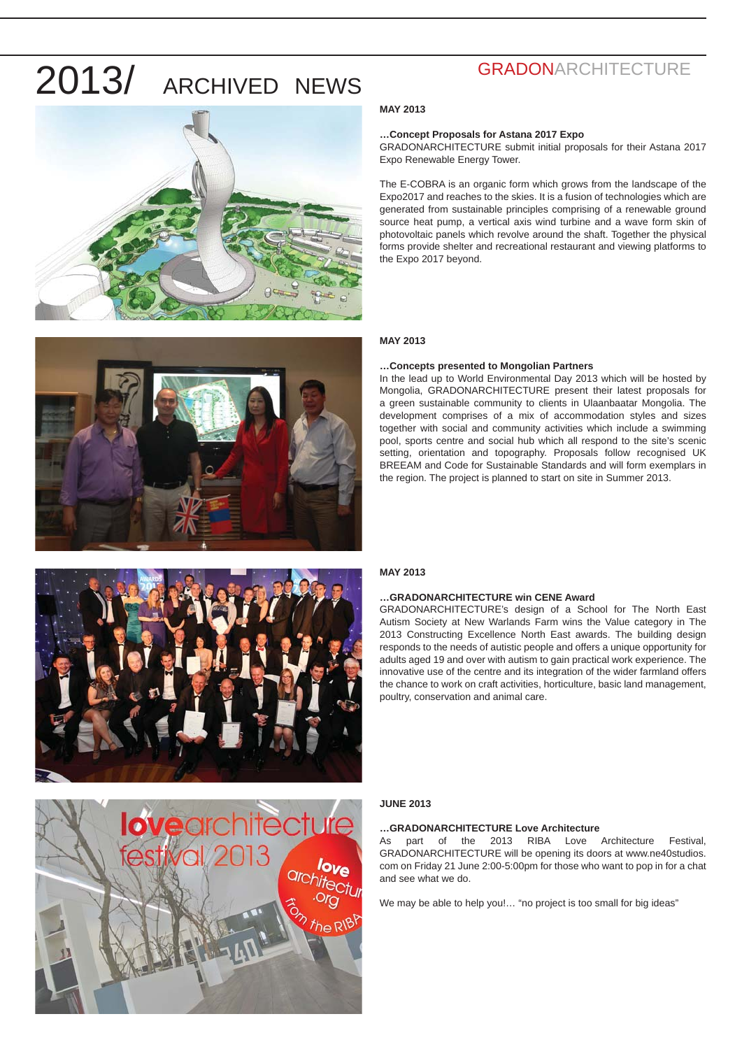# 2013/ ARCHIVED NEWS

GRADONARCHITECTURE

**MAY 2013**

**…Concept Proposals for Astana 2017 Expo**

GRADONARCHITECTURE submit initial proposals for their Astana 2017 Expo Renewable Energy Tower.

The E-COBRA is an organic form which grows from the landscape of the Expo2017 and reaches to the skies. It is a fusion of technologies which are generated from sustainable principles comprising of a renewable ground source heat pump, a vertical axis wind turbine and a wave form skin of photovoltaic panels which revolve around the shaft. Together the physical forms provide shelter and recreational restaurant and viewing platforms to the Expo 2017 beyond.

**MAY 2013**

**…Concepts presented to Mongolian Partners**

In the lead up to World Environmental Day 2013 which will be hosted by Mongolia, GRADONARCHITECTURE present their latest proposals for a green sustainable community to clients in Ulaanbaatar Mongolia. The development comprises of a mix of accommodation styles and sizes together with social and community activities which include a swimming pool, sports centre and social hub which all respond to the site's scenic setting, orientation and topography. Proposals follow recognised UK BREEAM and Code for Sustainable Standards and will form exemplars in the region. The project is planned to start on site in Summer 2013.

**MAY 2013**

**…GRADONARCHITECTURE win CENE Award**

GRADONARCHITECTURE's design of a School for The North East Autism Society at New Warlands Farm wins the Value category in The 2013 Constructing Excellence North East awards. The building design responds to the needs of autistic people and offers a unique opportunity for adults aged 19 and over with autism to gain practical work experience. The innovative use of the centre and its integration of the wider farmland offers the chance to work on craft activities, horticulture, basic land management, poultry, conservation and animal care.

**JUNE 2013**

**…GRADONARCHITECTURE Love Architecture**

As part of the 2013 RIBA Love Architecture Festival, GRADONARCHITECTURE will be opening its doors at www.ne40studios.com on Friday 21 June 2:00-5:00pm for those who want to pop in for a chat and see what we do.

We may be able to help you!… "no project is too small for big ideas"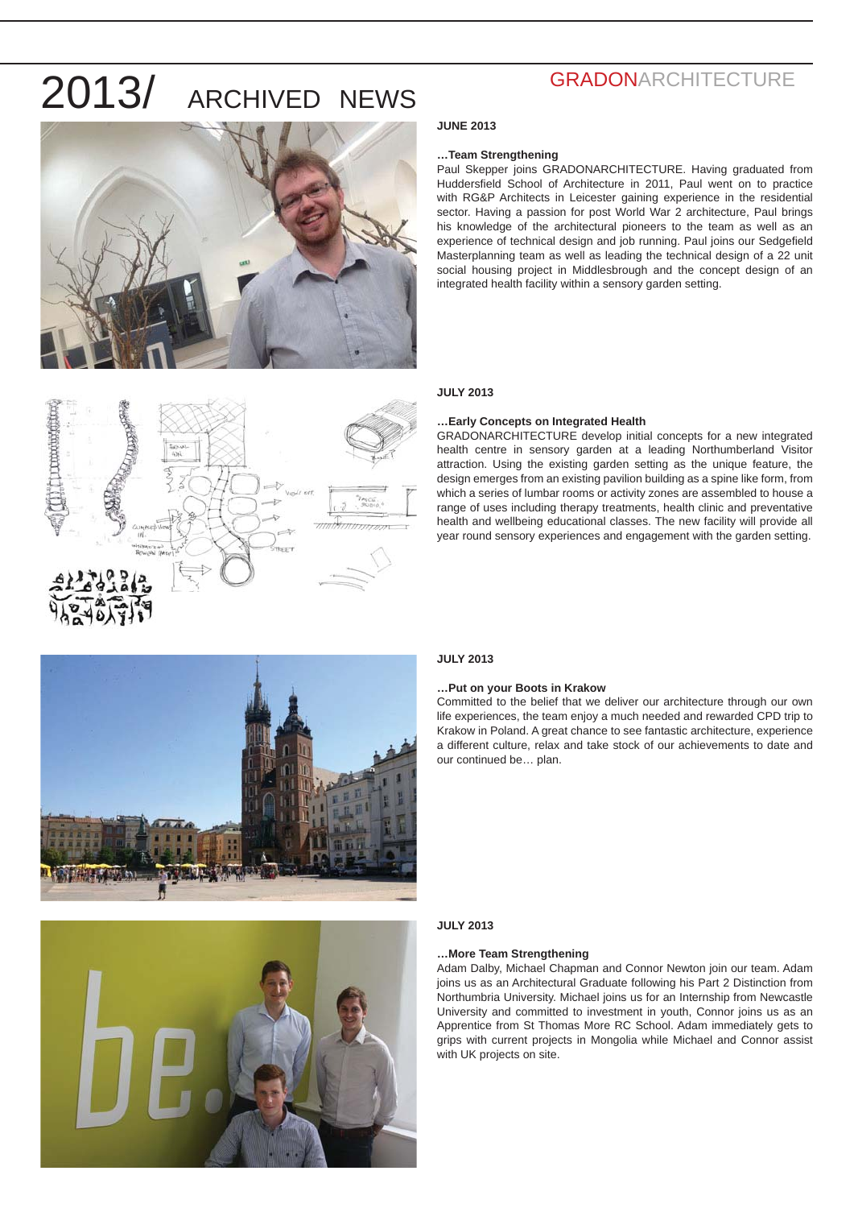# 2013/ ARCHIVED NEWS

GRADONARCHITECTURE

**JUNE 2013**

**…Team Strengthening**

Paul Skepper joins GRADONARCHITECTURE. Having graduated from Huddersfield School of Architecture in 2011, Paul went on to practice with RG&P Architects in Leicester gaining experience in the residential sector. Having a passion for post World War 2 architecture, Paul brings his knowledge of the architectural pioneers to the team as well as an experience of technical design and job running. Paul joins our Sedgefield Masterplanning team as well as leading the technical design of a 22 unit social housing project in Middlesbrough and the concept design of an integrated health facility within a sensory garden setting.

**JULY 2013**

**…Early Concepts on Integrated Health**

GRADONARCHITECTURE develop initial concepts for a new integrated health centre in sensory garden at a leading Northumberland Visitor attraction. Using the existing garden setting as the unique feature, the design emerges from an existing pavilion building as a spine like form, from which a series of lumbar rooms or activity zones are assembled to house a range of uses including therapy treatments, health clinic and preventative health and wellbeing educational classes. The new facility will provide all year round sensory experiences and engagement with the garden setting.

**JULY 2013**

**…Put on your Boots in Krakow**

Committed to the belief that we deliver our architecture through our own life experiences, the team enjoy a much needed and rewarded CPD trip to Krakow in Poland. A great chance to see fantastic architecture, experience a different culture, relax and take stock of our achievements to date and our continued be… plan.

**JULY 2013**

**…More Team Strengthening**

Adam Dalby, Michael Chapman and Connor Newton join our team. Adam joins us as an Architectural Graduate following his Part 2 Distinction from Northumbria University. Michael joins us for an Internship from Newcastle University and committed to investment in youth, Connor joins us as an Apprentice from St Thomas More RC School. Adam immediately gets to grips with current projects in Mongolia while Michael and Connor assist with UK projects on site.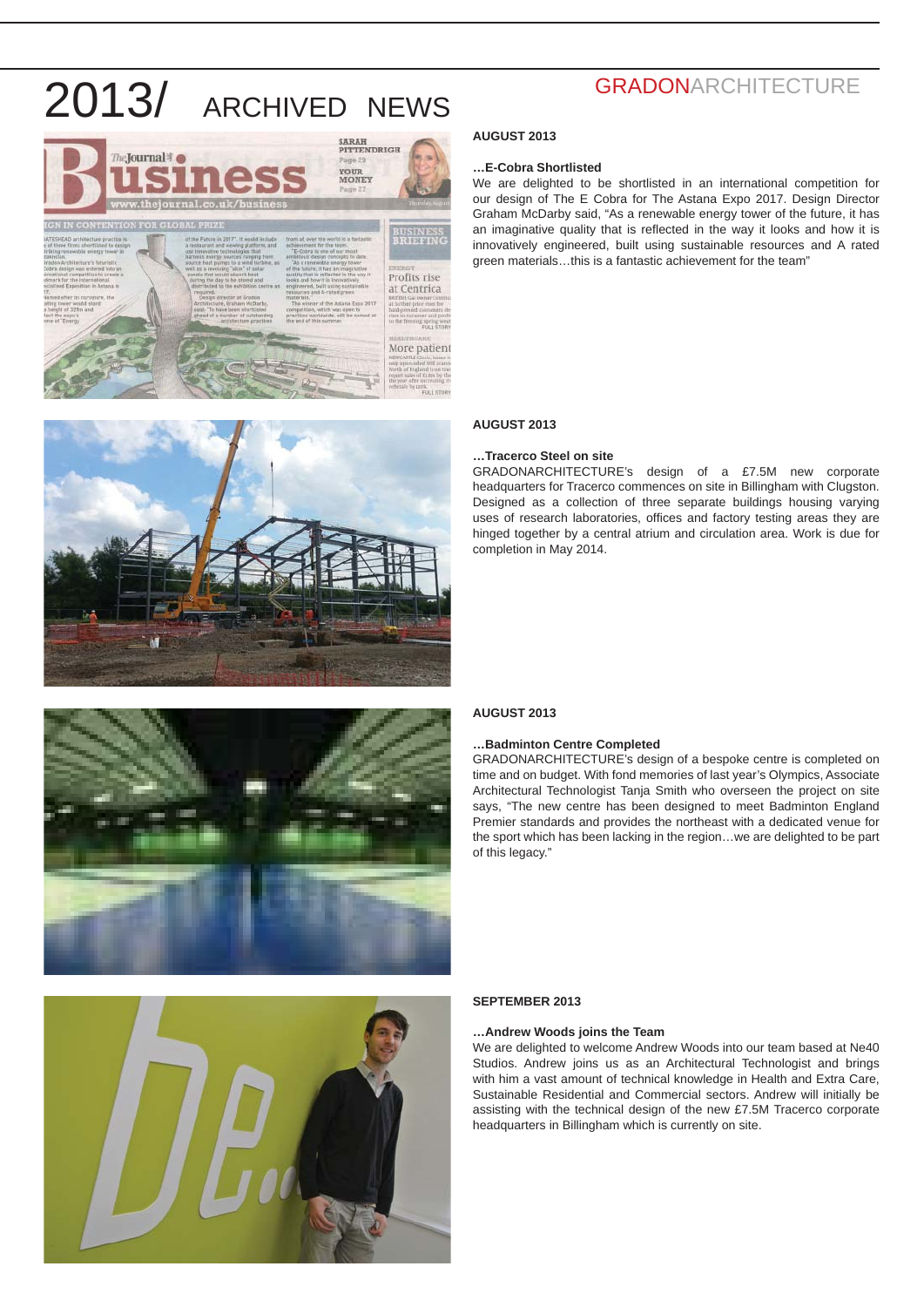# 2013/ ARCHIVED NEWS

GRADONARCHITECTURE

**AUGUST 2013**

**…E-Cobra Shortlisted**

We are delighted to be shortlisted in an international competition for our design of The E Cobra for The Astana Expo 2017. Design Director Graham McDarby said, "As a renewable energy tower of the future, it has an imaginative quality that is reflected in the way it looks and how it is innovatively engineered, built using sustainable resources and A rated green materials…this is a fantastic achievement for the team"

**AUGUST 2013**

**…Tracerco Steel on site**

GRADONARCHITECTURE's design of a £7.5M new corporate headquarters for Tracerco commences on site in Billingham with Clugston. Designed as a collection of three separate buildings housing varying uses of research laboratories, offices and factory testing areas they are hinged together by a central atrium and circulation area. Work is due for completion in May 2014.

**AUGUST 2013**

**…Badminton Centre Completed**

GRADONARCHITECTURE's design of a bespoke centre is completed on time and on budget. With fond memories of last year's Olympics, Associate Architectural Technologist Tanja Smith who overseen the project on site says, "The new centre has been designed to meet Badminton England Premier standards and provides the northeast with a dedicated venue for the sport which has been lacking in the region…we are delighted to be part of this legacy."

**SEPTEMBER 2013**

**…Andrew Woods joins the Team**

We are delighted to welcome Andrew Woods into our team based at Ne40 Studios. Andrew joins us as an Architectural Technologist and brings with him a vast amount of technical knowledge in Health and Extra Care, Sustainable Residential and Commercial sectors. Andrew will initially be assisting with the technical design of the new £7.5M Tracerco corporate headquarters in Billingham which is currently on site.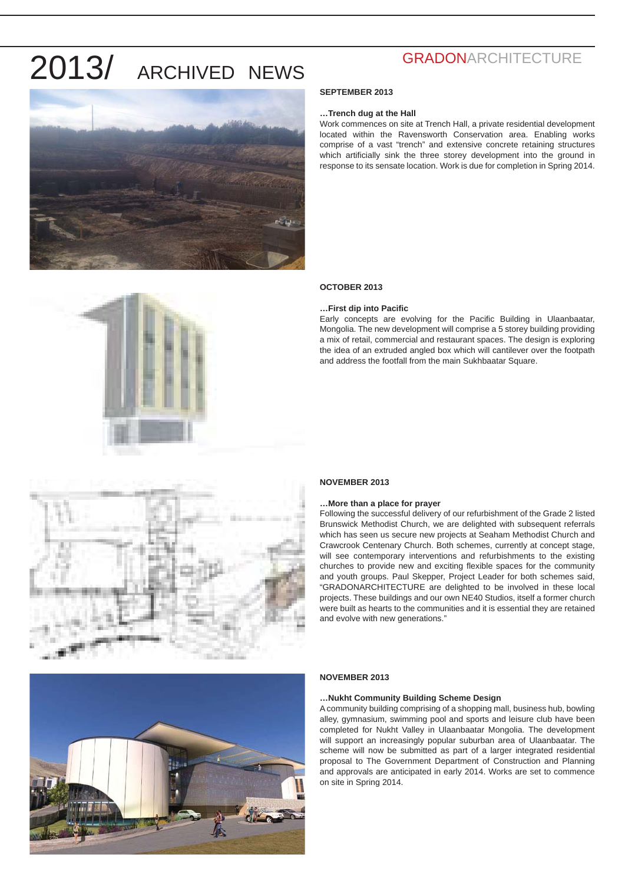# 2013/ ARCHIVED NEWS

GRADONARCHITECTURE

**SEPTEMBER 2013**

**…Trench dug at the Hall**

Work commences on site at Trench Hall, a private residential development located within the Ravensworth Conservation area. Enabling works comprise of a vast "trench" and extensive concrete retaining structures which artificially sink the three storey development into the ground in response to its sensate location. Work is due for completion in Spring 2014.

**OCTOBER 2013**

**…First dip into Pacific**

Early concepts are evolving for the Pacific Building in Ulaanbaatar, Mongolia. The new development will comprise a 5 storey building providing a mix of retail, commercial and restaurant spaces. The design is exploring the idea of an extruded angled box which will cantilever over the footpath and address the footfall from the main Sukhbaatar Square.

**NOVEMBER 2013**

**…More than a place for prayer**

Following the successful delivery of our refurbishment of the Grade 2 listed Brunswick Methodist Church, we are delighted with subsequent referrals which has seen us secure new projects at Seaham Methodist Church and Crawcrook Centenary Church. Both schemes, currently at concept stage, will see contemporary interventions and refurbishments to the existing churches to provide new and exciting flexible spaces for the community and youth groups. Paul Skepper, Project Leader for both schemes said, "GRADONARCHITECTURE are delighted to be involved in these local projects. These buildings and our own NE40 Studios, itself a former church were built as hearts to the communities and it is essential they are retained and evolve with new generations."

**NOVEMBER 2013**

**…Nukht Community Building Scheme Design**

A community building comprising of a shopping mall, business hub, bowling alley, gymnasium, swimming pool and sports and leisure club have been completed for Nukht Valley in Ulaanbaatar Mongolia. The development will support an increasingly popular suburban area of Ulaanbaatar. The scheme will now be submitted as part of a larger integrated residential proposal to The Government Department of Construction and Planning and approvals are anticipated in early 2014. Works are set to commence on site in Spring 2014.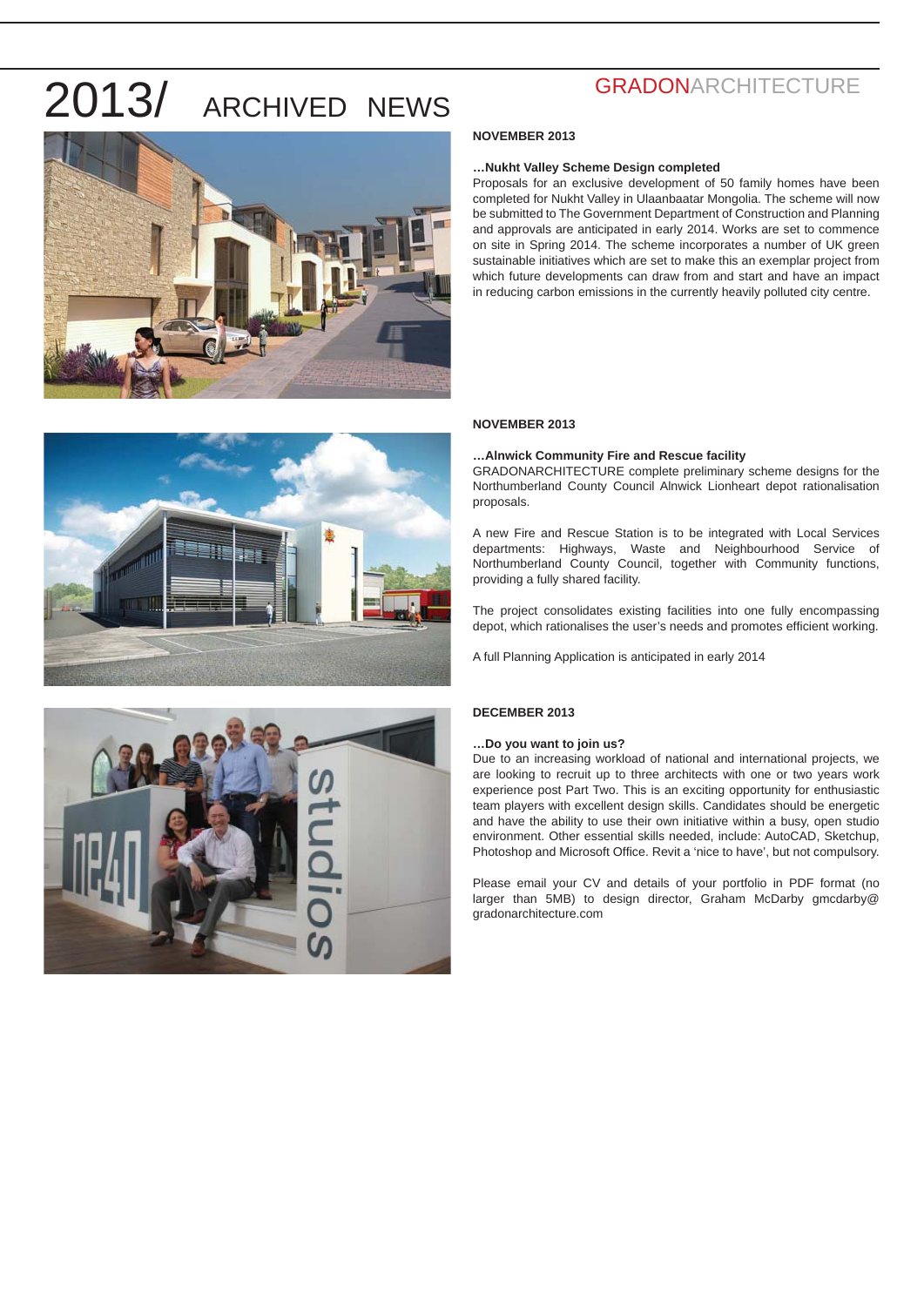# 2013/ ARCHIVED NEWS

GRADONARCHITECTURE

**NOVEMBER 2013**

**…Nukht Valley Scheme Design completed**

Proposals for an exclusive development of 50 family homes have been completed for Nukht Valley in Ulaanbaatar Mongolia. The scheme will now be submitted to The Government Department of Construction and Planning and approvals are anticipated in early 2014. Works are set to commence on site in Spring 2014. The scheme incorporates a number of UK green sustainable initiatives which are set to make this an exemplar project from which future developments can draw from and start and have an impact in reducing carbon emissions in the currently heavily polluted city centre.

**NOVEMBER 2013**

**…Alnwick Community Fire and Rescue facility**

GRADONARCHITECTURE complete preliminary scheme designs for the Northumberland County Council Alnwick Lionheart depot rationalisation proposals.

A new Fire and Rescue Station is to be integrated with Local Services departments: Highways, Waste and Neighbourhood Service of Northumberland County Council, together with Community functions, providing a fully shared facility.

The project consolidates existing facilities into one fully encompassing depot, which rationalises the user's needs and promotes efficient working.

A full Planning Application is anticipated in early 2014

**DECEMBER 2013**

**…Do you want to join us?**

Due to an increasing workload of national and international projects, we are looking to recruit up to three architects with one or two years work experience post Part Two. This is an exciting opportunity for enthusiastic team players with excellent design skills. Candidates should be energetic and have the ability to use their own initiative within a busy, open studio environment. Other essential skills needed, include: AutoCAD, Sketchup, Photoshop and Microsoft Office. Revit a 'nice to have', but not compulsory.

Please email your CV and details of your portfolio in PDF format (no larger than 5MB) to design director, Graham McDarby gmcdarby@gradonarchitecture.com